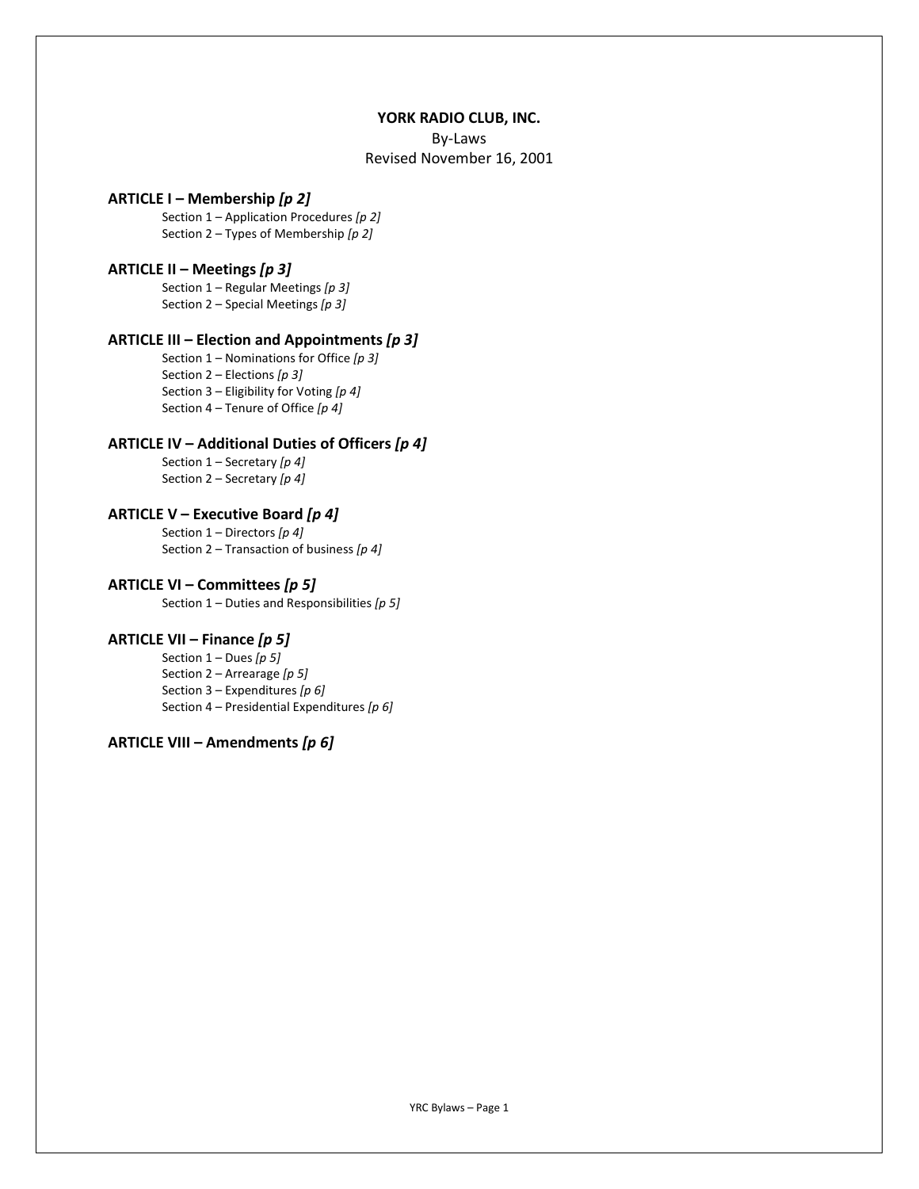**YORK RADIO CLUB, INC.**

By-Laws

Revised November 16, 2001

## ARTICLE I – Membership *[p 2]*

Section 1 – Application Procedures *[p 2]*
Section 2 – Types of Membership *[p 2]*

## ARTICLE II – Meetings *[p 3]*

Section 1 – Regular Meetings *[p 3]*
Section 2 – Special Meetings *[p 3]*

## ARTICLE III – Election and Appointments *[p 3]*

Section 1 – Nominations for Office *[p 3]*
Section 2 – Elections *[p 3]*
Section 3 – Eligibility for Voting *[p 4]*
Section 4 – Tenure of Office *[p 4]*

## ARTICLE IV – Additional Duties of Officers *[p 4]*

Section 1 – Secretary *[p 4]*
Section 2 – Secretary *[p 4]*

## ARTICLE V – Executive Board *[p 4]*

Section 1 – Directors *[p 4]*
Section 2 – Transaction of business *[p 4]*

## ARTICLE VI – Committees *[p 5]*

Section 1 – Duties and Responsibilities *[p 5]*

## ARTICLE VII – Finance *[p 5]*

Section 1 – Dues *[p 5]*
Section 2 – Arrearage *[p 5]*
Section 3 – Expenditures *[p 6]*
Section 4 – Presidential Expenditures *[p 6]*

## ARTICLE VIII – Amendments *[p 6]*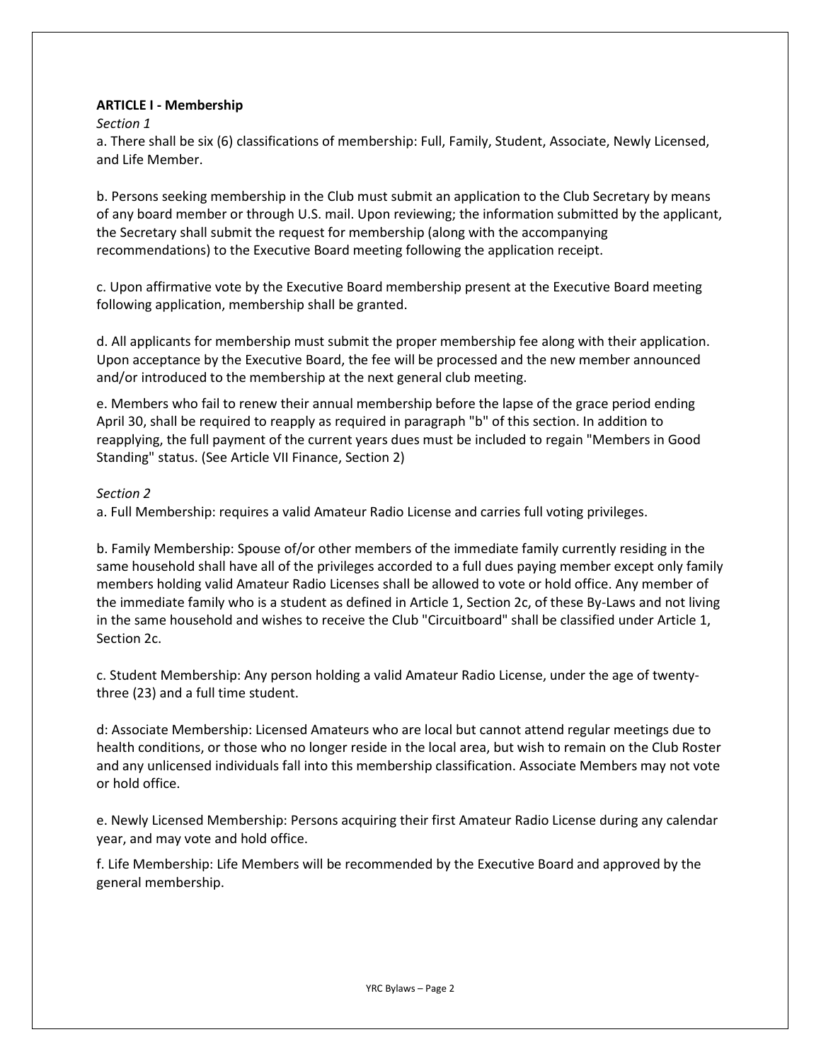**ARTICLE I - Membership**

*Section 1*

a. There shall be six (6) classifications of membership: Full, Family, Student, Associate, Newly Licensed, and Life Member.

b. Persons seeking membership in the Club must submit an application to the Club Secretary by means of any board member or through U.S. mail. Upon reviewing; the information submitted by the applicant, the Secretary shall submit the request for membership (along with the accompanying recommendations) to the Executive Board meeting following the application receipt.

c. Upon affirmative vote by the Executive Board membership present at the Executive Board meeting following application, membership shall be granted.

d. All applicants for membership must submit the proper membership fee along with their application. Upon acceptance by the Executive Board, the fee will be processed and the new member announced and/or introduced to the membership at the next general club meeting.

e. Members who fail to renew their annual membership before the lapse of the grace period ending April 30, shall be required to reapply as required in paragraph "b" of this section. In addition to reapplying, the full payment of the current years dues must be included to regain "Members in Good Standing" status. (See Article VII Finance, Section 2)

*Section 2*

a. Full Membership: requires a valid Amateur Radio License and carries full voting privileges.

b. Family Membership: Spouse of/or other members of the immediate family currently residing in the same household shall have all of the privileges accorded to a full dues paying member except only family members holding valid Amateur Radio Licenses shall be allowed to vote or hold office. Any member of the immediate family who is a student as defined in Article 1, Section 2c, of these By-Laws and not living in the same household and wishes to receive the Club "Circuitboard" shall be classified under Article 1, Section 2c.

c. Student Membership: Any person holding a valid Amateur Radio License, under the age of twenty-three (23) and a full time student.

d: Associate Membership: Licensed Amateurs who are local but cannot attend regular meetings due to health conditions, or those who no longer reside in the local area, but wish to remain on the Club Roster and any unlicensed individuals fall into this membership classification. Associate Members may not vote or hold office.

e. Newly Licensed Membership: Persons acquiring their first Amateur Radio License during any calendar year, and may vote and hold office.

f. Life Membership: Life Members will be recommended by the Executive Board and approved by the general membership.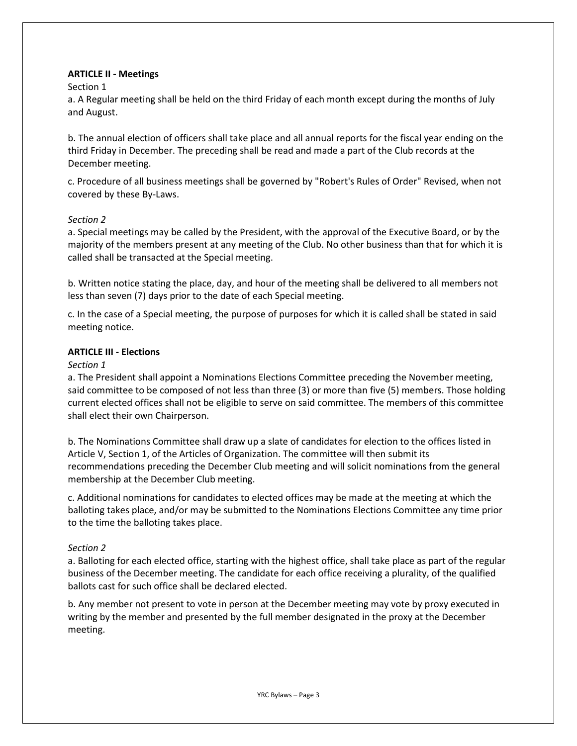**ARTICLE II - Meetings**

Section 1

a. A Regular meeting shall be held on the third Friday of each month except during the months of July and August.

b. The annual election of officers shall take place and all annual reports for the fiscal year ending on the third Friday in December. The preceding shall be read and made a part of the Club records at the December meeting.

c. Procedure of all business meetings shall be governed by "Robert's Rules of Order" Revised, when not covered by these By-Laws.

*Section 2*

a. Special meetings may be called by the President, with the approval of the Executive Board, or by the majority of the members present at any meeting of the Club. No other business than that for which it is called shall be transacted at the Special meeting.

b. Written notice stating the place, day, and hour of the meeting shall be delivered to all members not less than seven (7) days prior to the date of each Special meeting.

c. In the case of a Special meeting, the purpose of purposes for which it is called shall be stated in said meeting notice.

**ARTICLE III - Elections**

*Section 1*

a. The President shall appoint a Nominations Elections Committee preceding the November meeting, said committee to be composed of not less than three (3) or more than five (5) members. Those holding current elected offices shall not be eligible to serve on said committee. The members of this committee shall elect their own Chairperson.

b. The Nominations Committee shall draw up a slate of candidates for election to the offices listed in Article V, Section 1, of the Articles of Organization. The committee will then submit its recommendations preceding the December Club meeting and will solicit nominations from the general membership at the December Club meeting.

c. Additional nominations for candidates to elected offices may be made at the meeting at which the balloting takes place, and/or may be submitted to the Nominations Elections Committee any time prior to the time the balloting takes place.

*Section 2*

a. Balloting for each elected office, starting with the highest office, shall take place as part of the regular business of the December meeting. The candidate for each office receiving a plurality, of the qualified ballots cast for such office shall be declared elected.

b. Any member not present to vote in person at the December meeting may vote by proxy executed in writing by the member and presented by the full member designated in the proxy at the December meeting.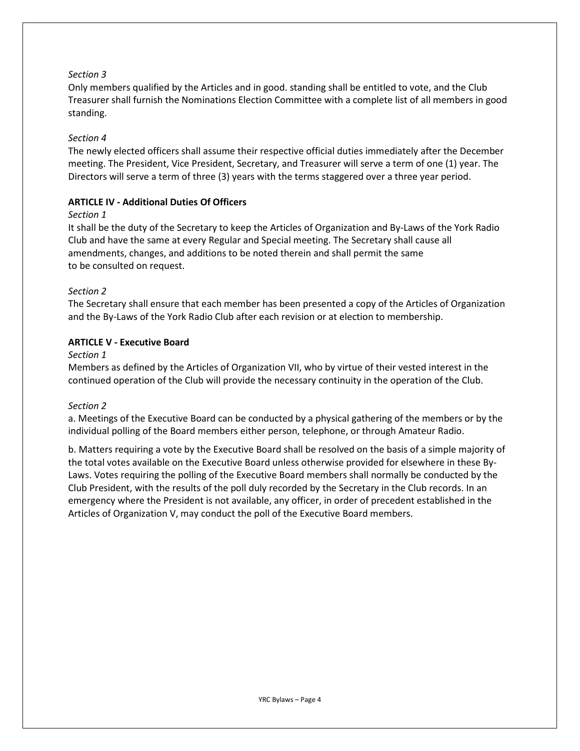*Section 3*

Only members qualified by the Articles and in good. standing shall be entitled to vote, and the Club Treasurer shall furnish the Nominations Election Committee with a complete list of all members in good standing.

*Section 4*

The newly elected officers shall assume their respective official duties immediately after the December meeting. The President, Vice President, Secretary, and Treasurer will serve a term of one (1) year. The Directors will serve a term of three (3) years with the terms staggered over a three year period.

**ARTICLE IV - Additional Duties Of Officers**

*Section 1*

It shall be the duty of the Secretary to keep the Articles of Organization and By-Laws of the York Radio Club and have the same at every Regular and Special meeting. The Secretary shall cause all amendments, changes, and additions to be noted therein and shall permit the same to be consulted on request.

*Section 2*

The Secretary shall ensure that each member has been presented a copy of the Articles of Organization and the By-Laws of the York Radio Club after each revision or at election to membership.

**ARTICLE V - Executive Board**

*Section 1*

Members as defined by the Articles of Organization VII, who by virtue of their vested interest in the continued operation of the Club will provide the necessary continuity in the operation of the Club.

*Section 2*

a. Meetings of the Executive Board can be conducted by a physical gathering of the members or by the individual polling of the Board members either person, telephone, or through Amateur Radio.

b. Matters requiring a vote by the Executive Board shall be resolved on the basis of a simple majority of the total votes available on the Executive Board unless otherwise provided for elsewhere in these By-Laws. Votes requiring the polling of the Executive Board members shall normally be conducted by the Club President, with the results of the poll duly recorded by the Secretary in the Club records. In an emergency where the President is not available, any officer, in order of precedent established in the Articles of Organization V, may conduct the poll of the Executive Board members.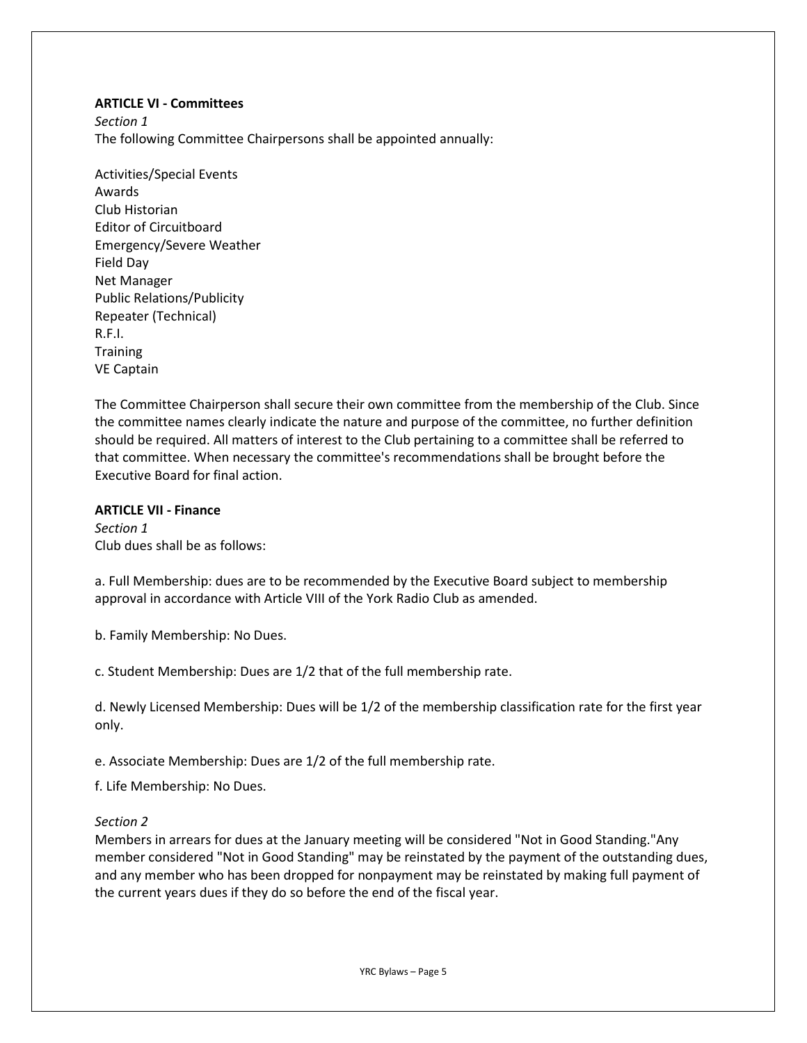**ARTICLE VI - Committees**

*Section 1*

The following Committee Chairpersons shall be appointed annually:

Activities/Special Events
Awards
Club Historian
Editor of Circuitboard
Emergency/Severe Weather
Field Day
Net Manager
Public Relations/Publicity
Repeater (Technical)
R.F.I.
Training
VE Captain

The Committee Chairperson shall secure their own committee from the membership of the Club. Since the committee names clearly indicate the nature and purpose of the committee, no further definition should be required. All matters of interest to the Club pertaining to a committee shall be referred to that committee. When necessary the committee's recommendations shall be brought before the Executive Board for final action.

**ARTICLE VII - Finance**

*Section 1*

Club dues shall be as follows:

a. Full Membership: dues are to be recommended by the Executive Board subject to membership approval in accordance with Article VIII of the York Radio Club as amended.

b. Family Membership: No Dues.

c. Student Membership: Dues are 1/2 that of the full membership rate.

d. Newly Licensed Membership: Dues will be 1/2 of the membership classification rate for the first year only.

e. Associate Membership: Dues are 1/2 of the full membership rate.

f. Life Membership: No Dues.

*Section 2*

Members in arrears for dues at the January meeting will be considered "Not in Good Standing."Any member considered "Not in Good Standing" may be reinstated by the payment of the outstanding dues, and any member who has been dropped for nonpayment may be reinstated by making full payment of the current years dues if they do so before the end of the fiscal year.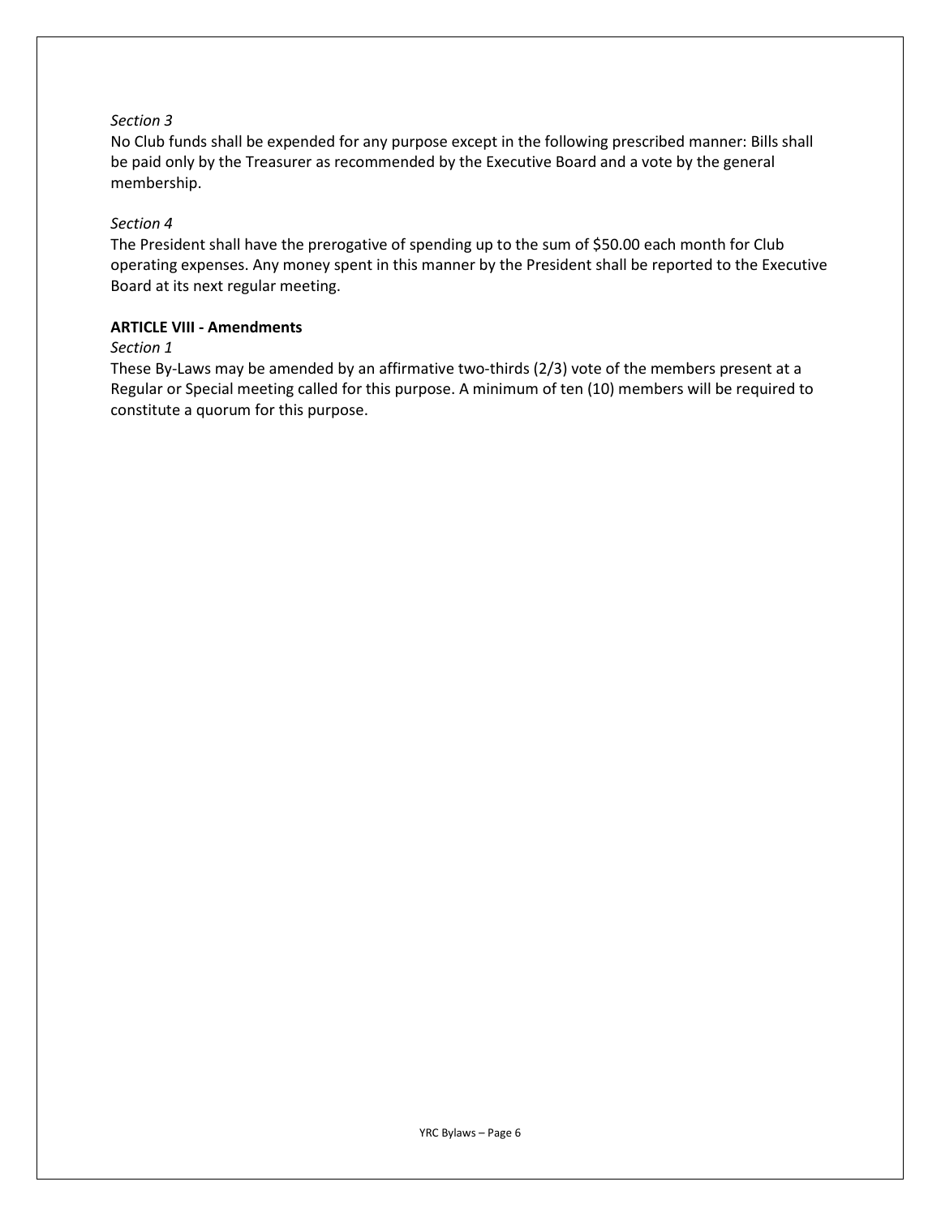*Section 3*

No Club funds shall be expended for any purpose except in the following prescribed manner: Bills shall be paid only by the Treasurer as recommended by the Executive Board and a vote by the general membership.

*Section 4*

The President shall have the prerogative of spending up to the sum of $50.00 each month for Club operating expenses. Any money spent in this manner by the President shall be reported to the Executive Board at its next regular meeting.

**ARTICLE VIII - Amendments**

*Section 1*

These By-Laws may be amended by an affirmative two-thirds (2/3) vote of the members present at a Regular or Special meeting called for this purpose. A minimum of ten (10) members will be required to constitute a quorum for this purpose.